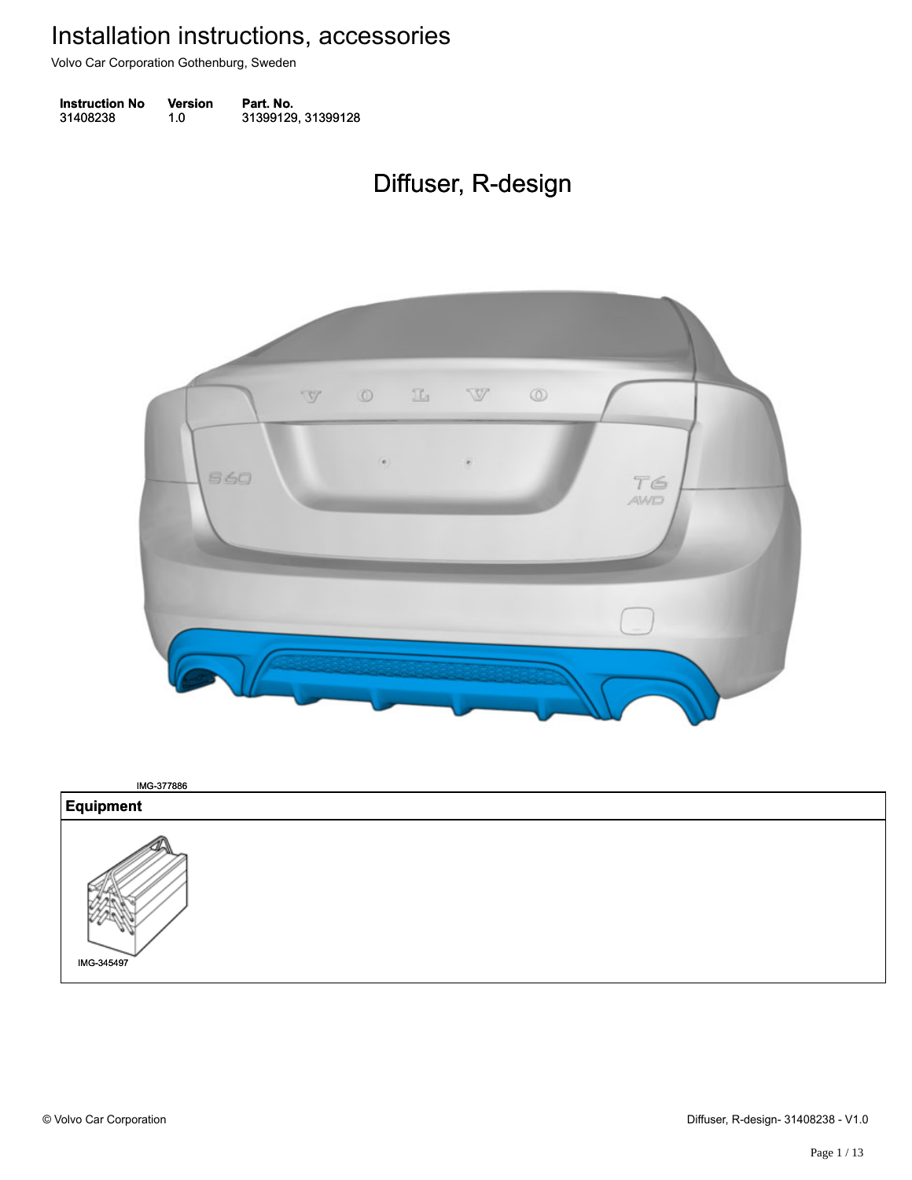# Installation instructions, accessories

Volvo Car Corporation Gothenburg, Sweden

| Instruction No | Version | Part. No. |
| --- | --- | --- |
| 31408238 | 1.0 | 31399129, 31399128 |

## Diffuser, R-design

IMG-377886

| Equipment |
| --- |
| IMG-345497 |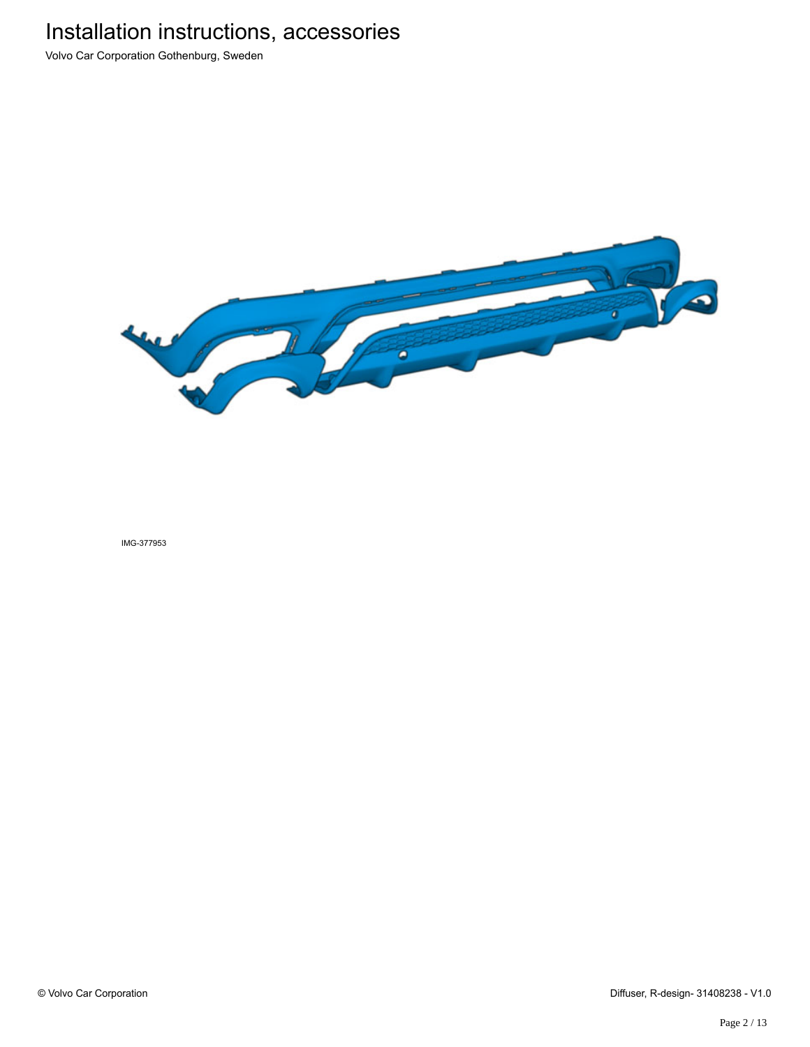# Installation instructions, accessories

Volvo Car Corporation Gothenburg, Sweden

IMG-377953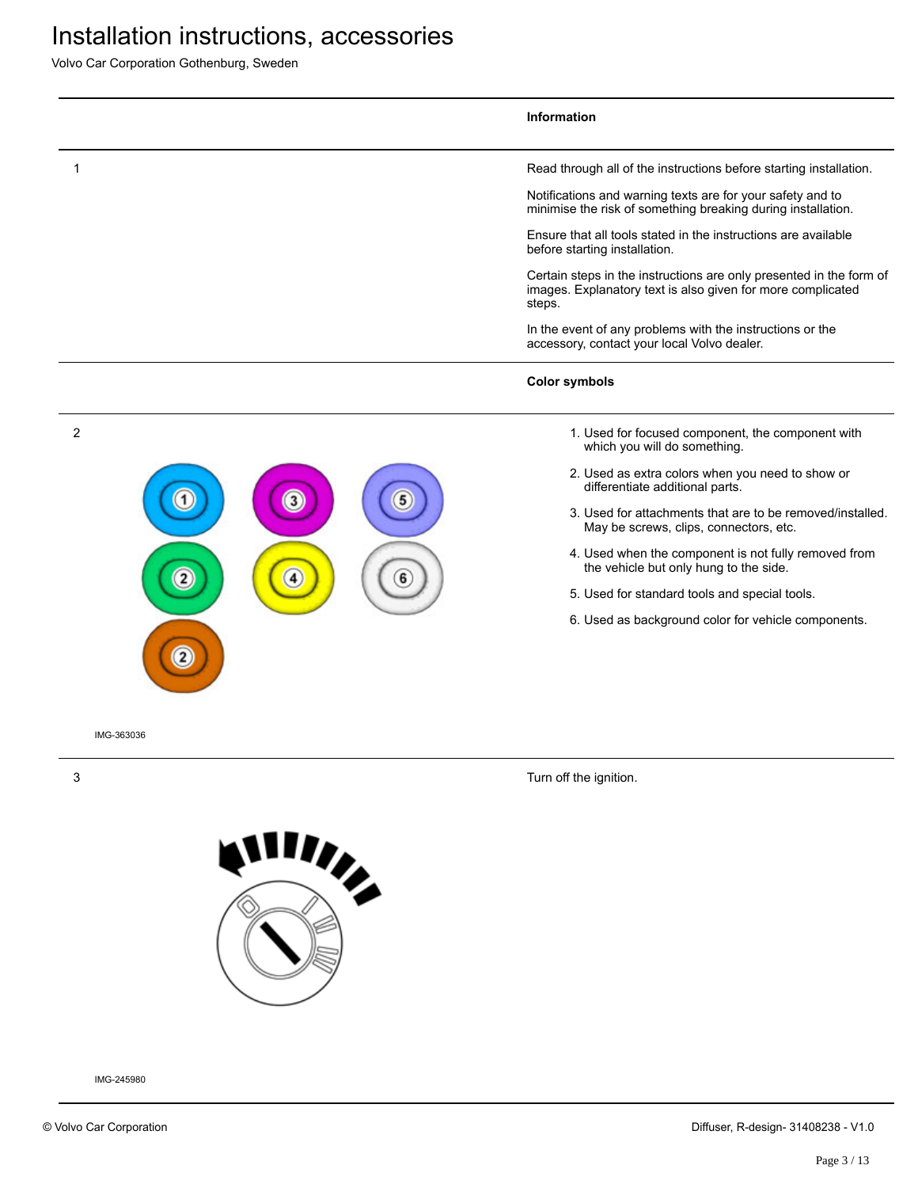# Installation instructions, accessories

Volvo Car Corporation Gothenburg, Sweden

| | Information |
|---|---|
| 1 | Read through all of the instructions before starting installation.<br><br>Notifications and warning texts are for your safety and to minimise the risk of something breaking during installation.<br><br>Ensure that all tools stated in the instructions are available before starting installation.<br><br>Certain steps in the instructions are only presented in the form of images. Explanatory text is also given for more complicated steps.<br><br>In the event of any problems with the instructions or the accessory, contact your local Volvo dealer. |

| | Color symbols |
|---|---|
| 2<br><br>IMG-363036 | 1. Used for focused component, the component with which you will do something.<br>2. Used as extra colors when you need to show or differentiate additional parts.<br>3. Used for attachments that are to be removed/installed. May be screws, clips, connectors, etc.<br>4. Used when the component is not fully removed from the vehicle but only hung to the side.<br>5. Used for standard tools and special tools.<br>6. Used as background color for vehicle components. |
| 3<br><br>IMG-245980 | Turn off the ignition. |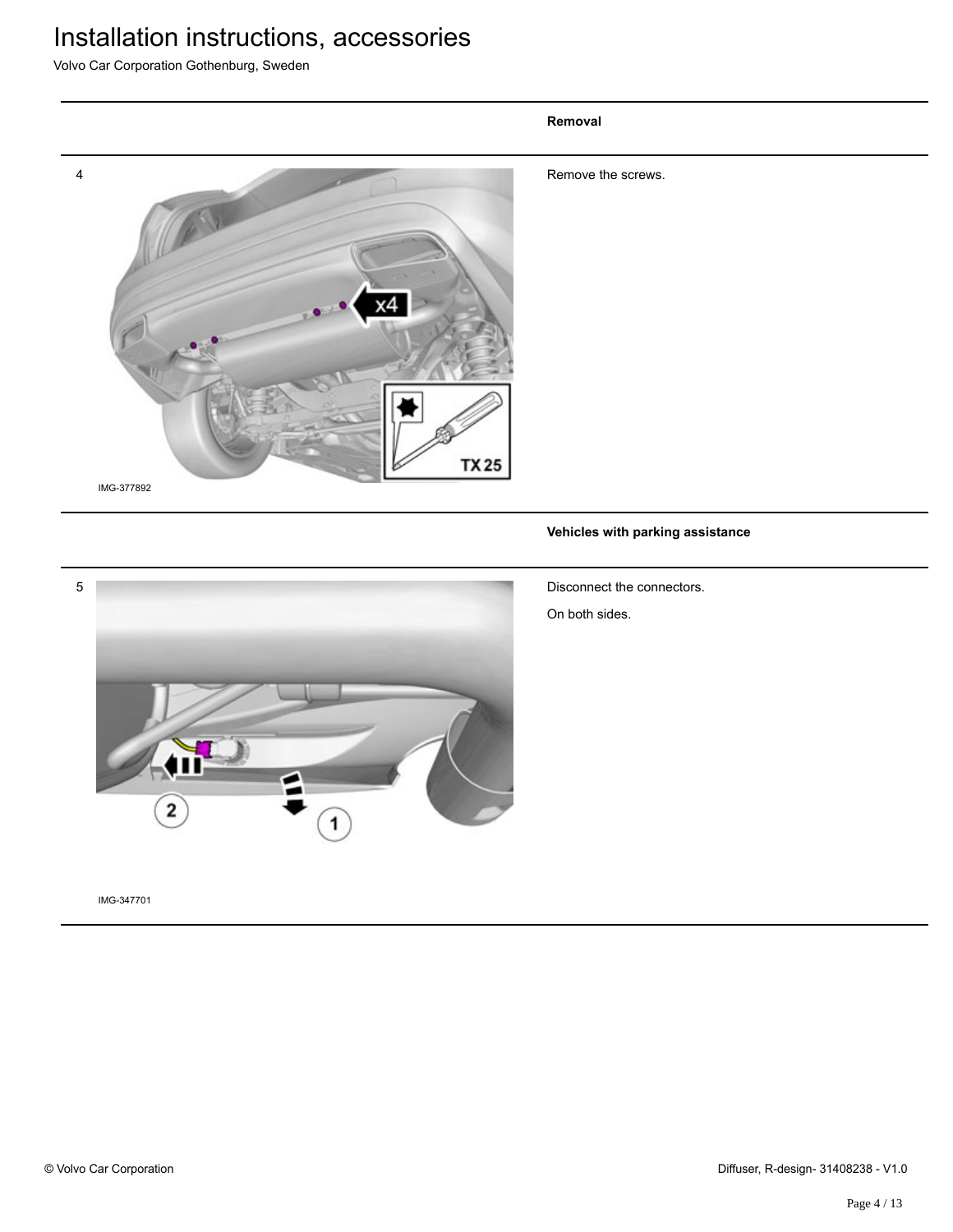**Removal**

4

IMG-377892

Remove the screws.

**Vehicles with parking assistance**

5

IMG-347701

Disconnect the connectors.

On both sides.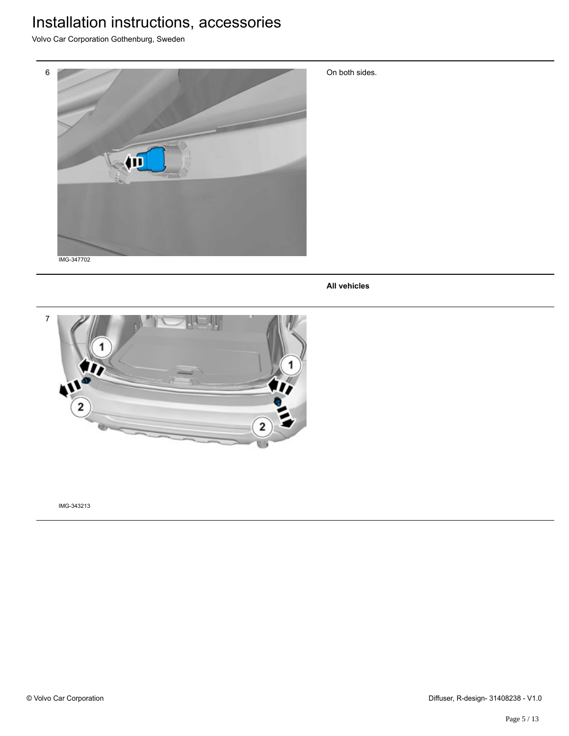6

IMG-347702

On both sides.

**All vehicles**

7

IMG-343213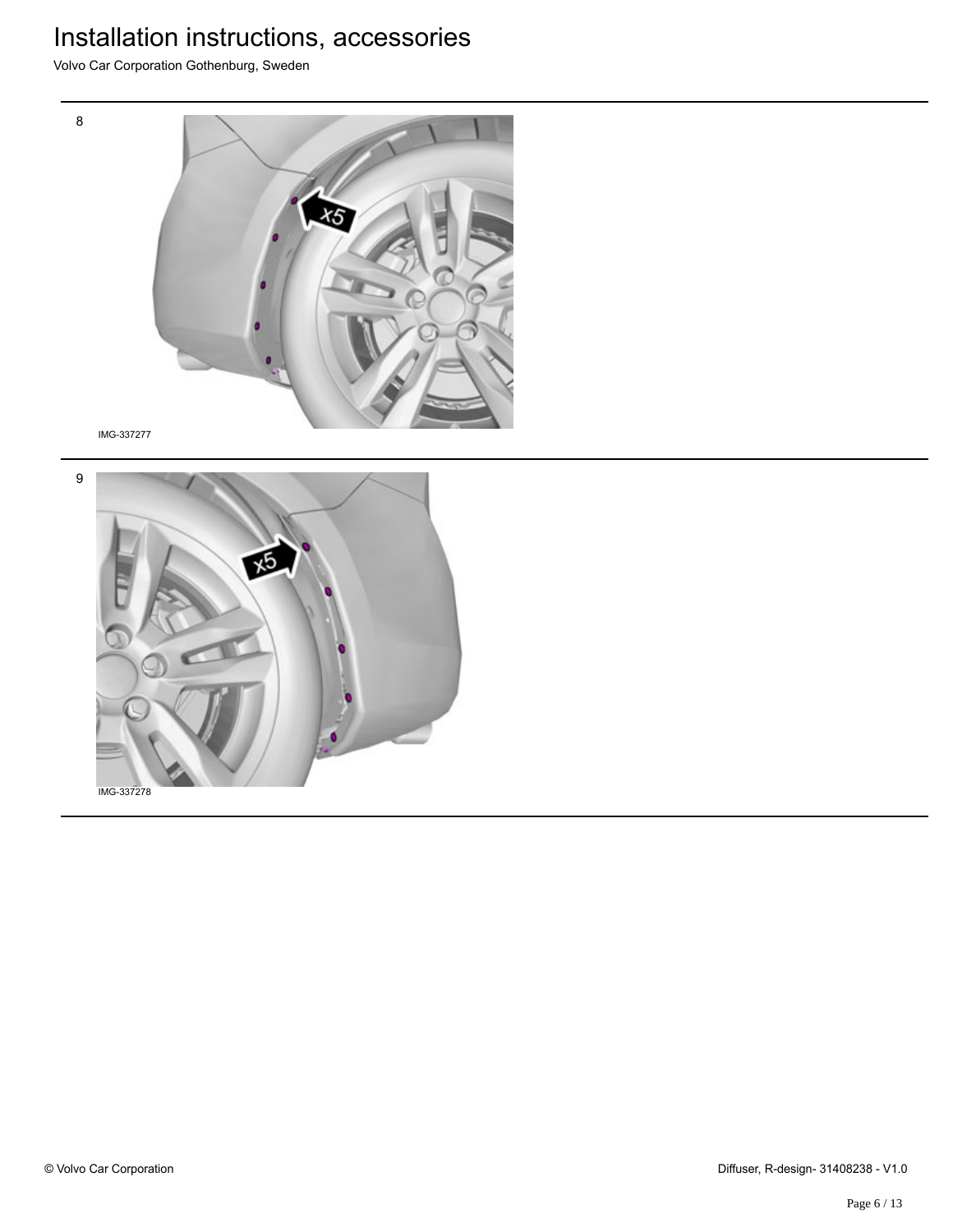8

IMG-337277

9

IMG-337278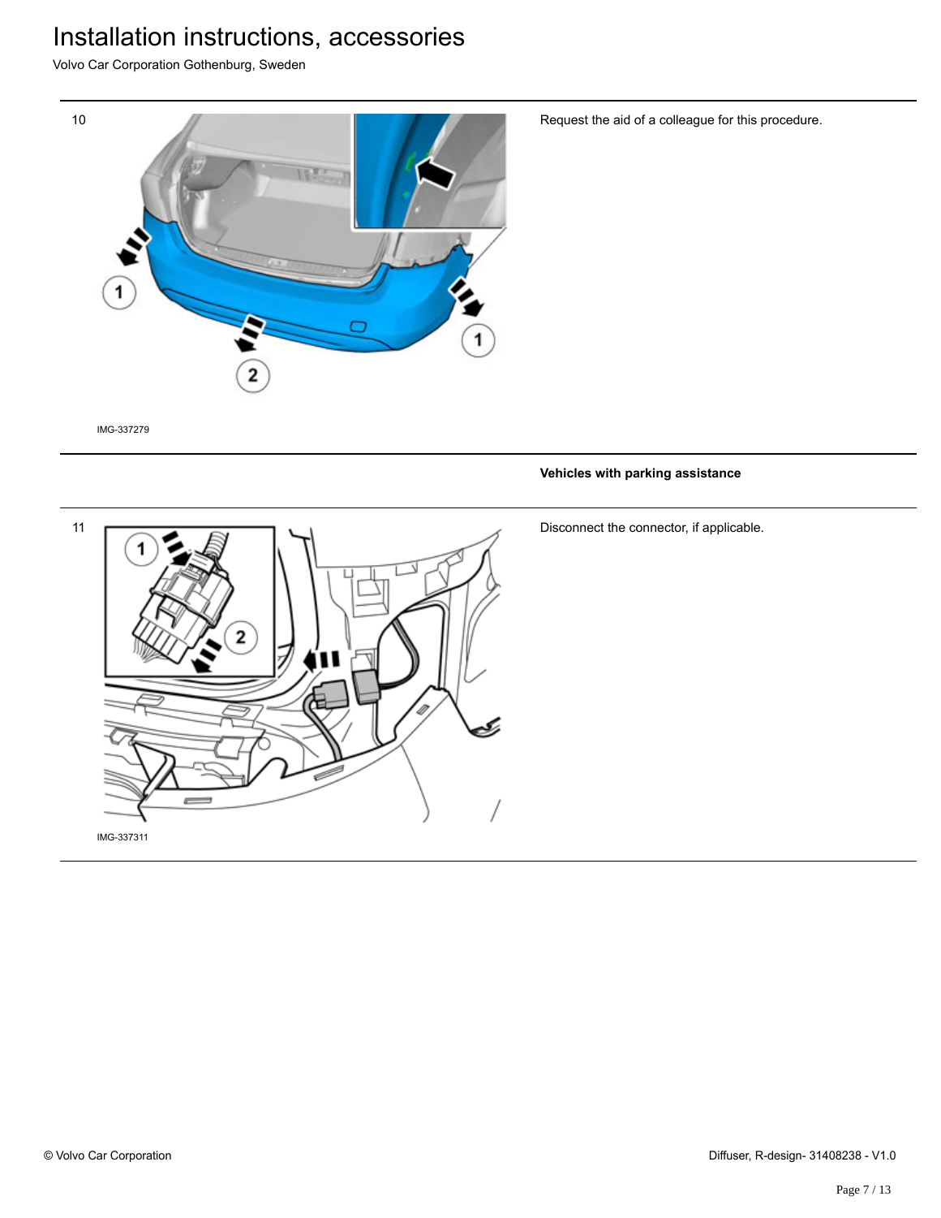10

IMG-337279

Request the aid of a colleague for this procedure.

**Vehicles with parking assistance**

11

IMG-337311

Disconnect the connector, if applicable.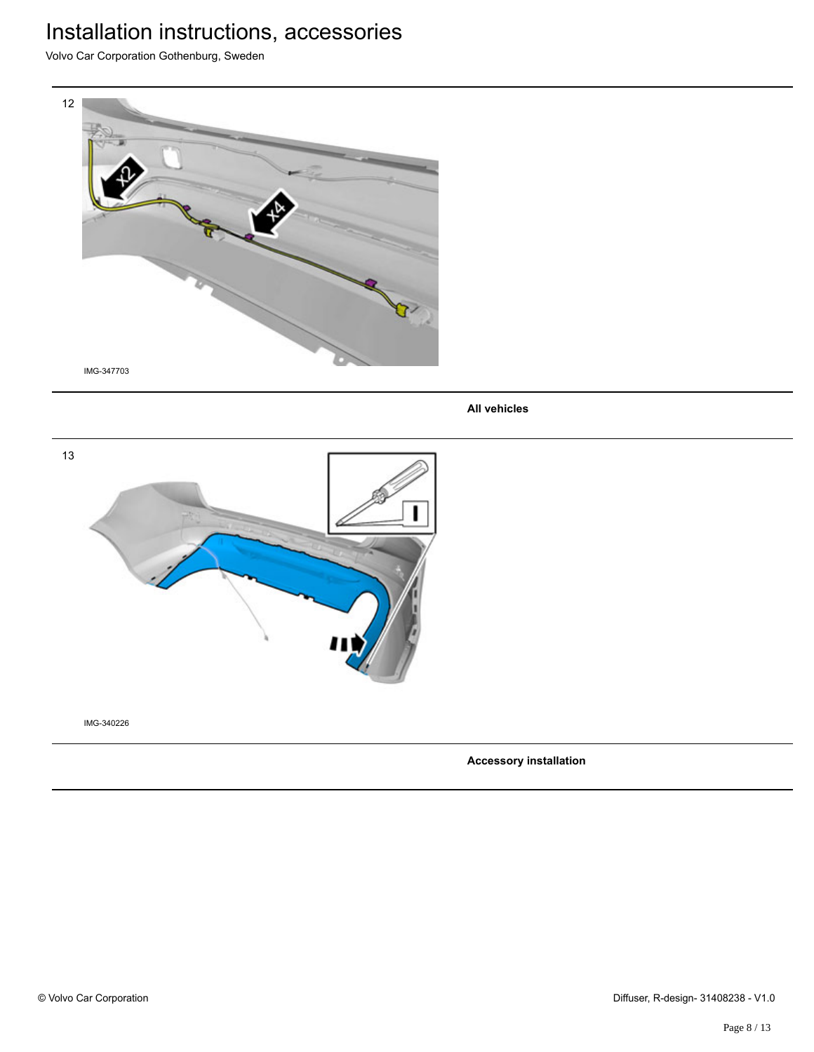12

IMG-347703

**All vehicles**

13

IMG-340226

**Accessory installation**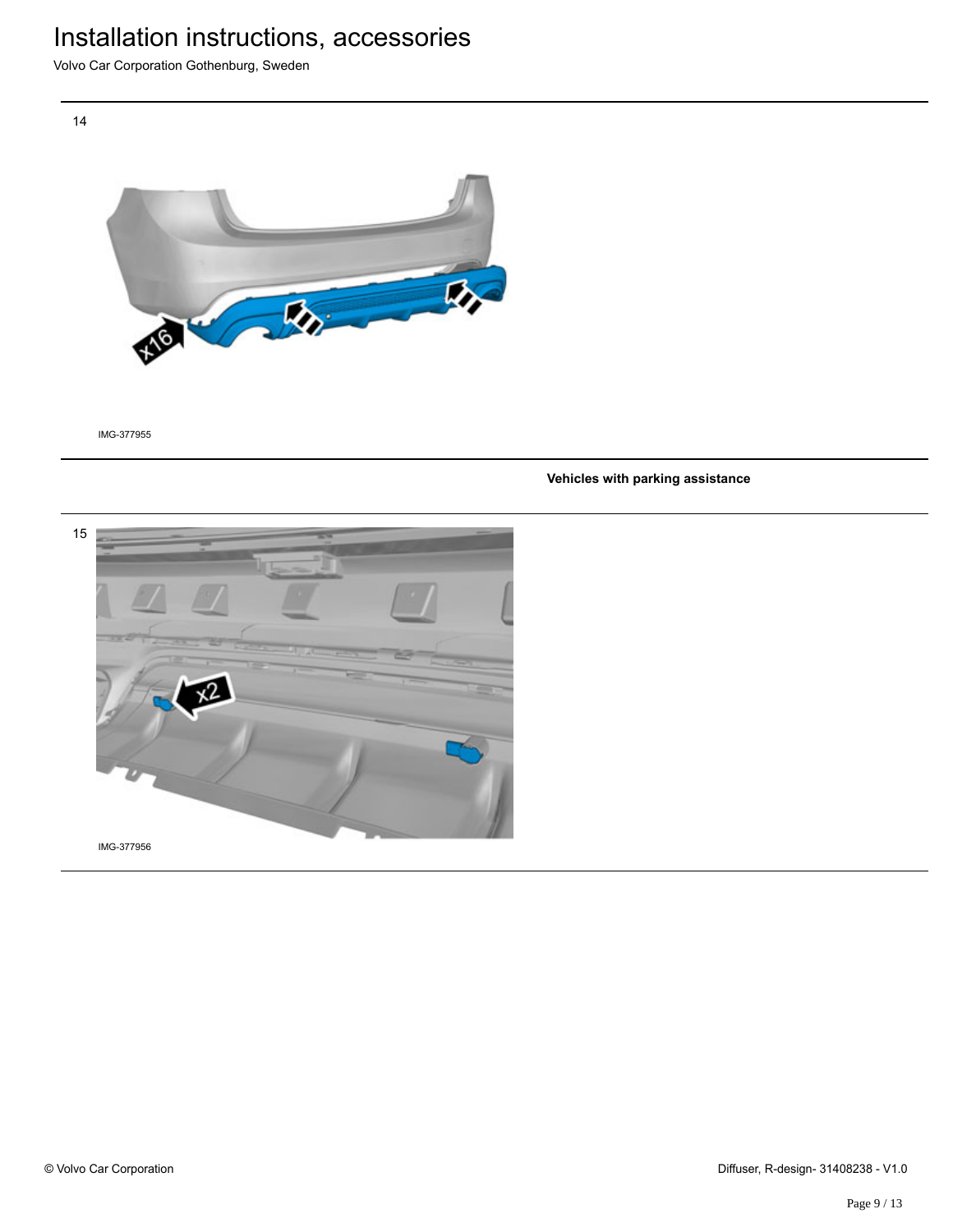14

IMG-377955

**Vehicles with parking assistance**

15

IMG-377956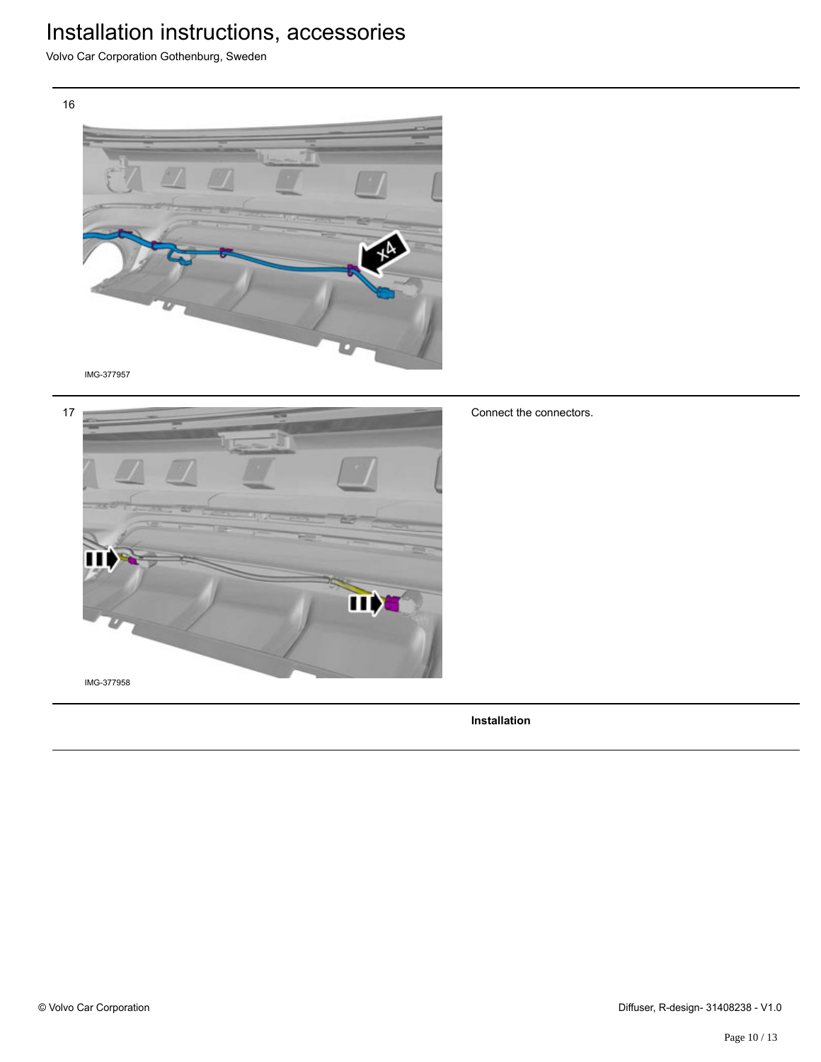16

IMG-377957

17

IMG-377958

Connect the connectors.

**Installation**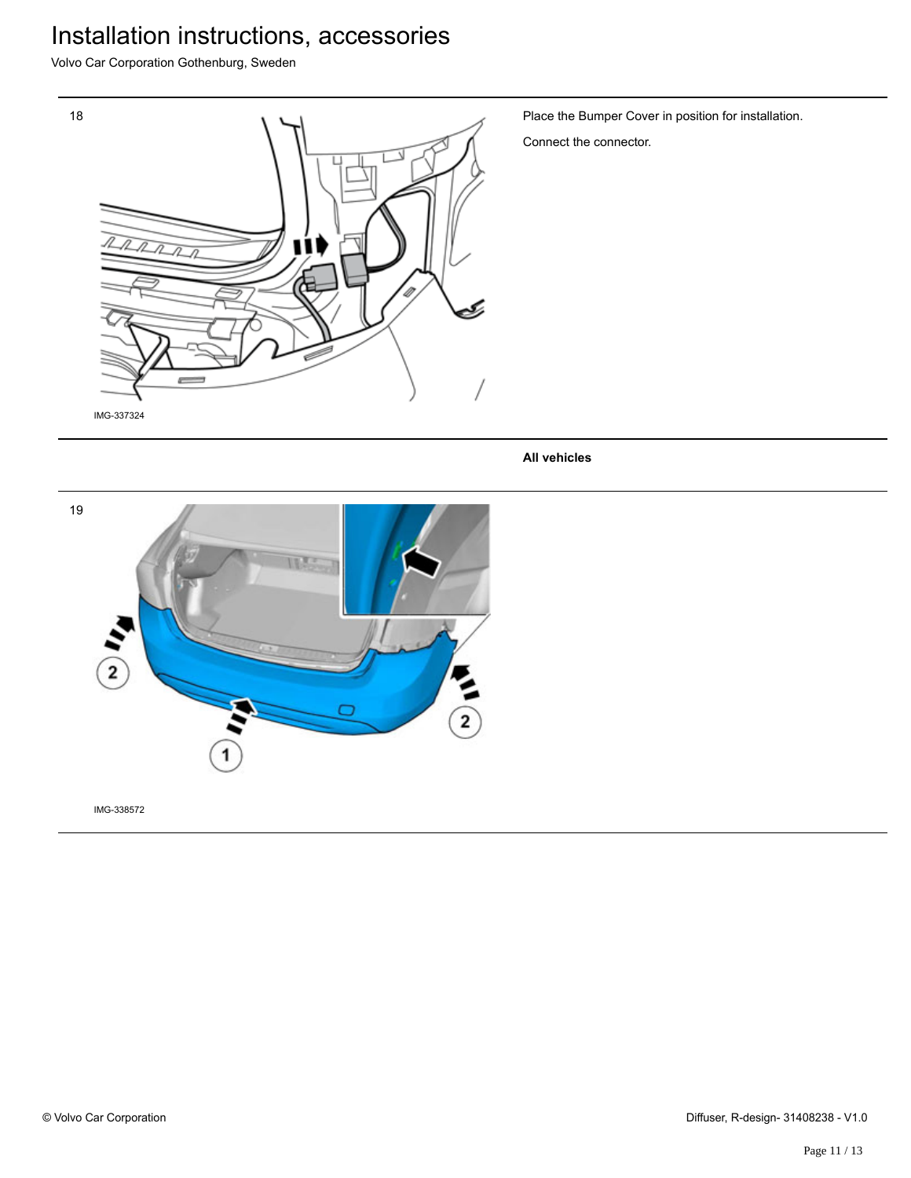18

IMG-337324

Place the Bumper Cover in position for installation.

Connect the connector.

**All vehicles**

19

IMG-338572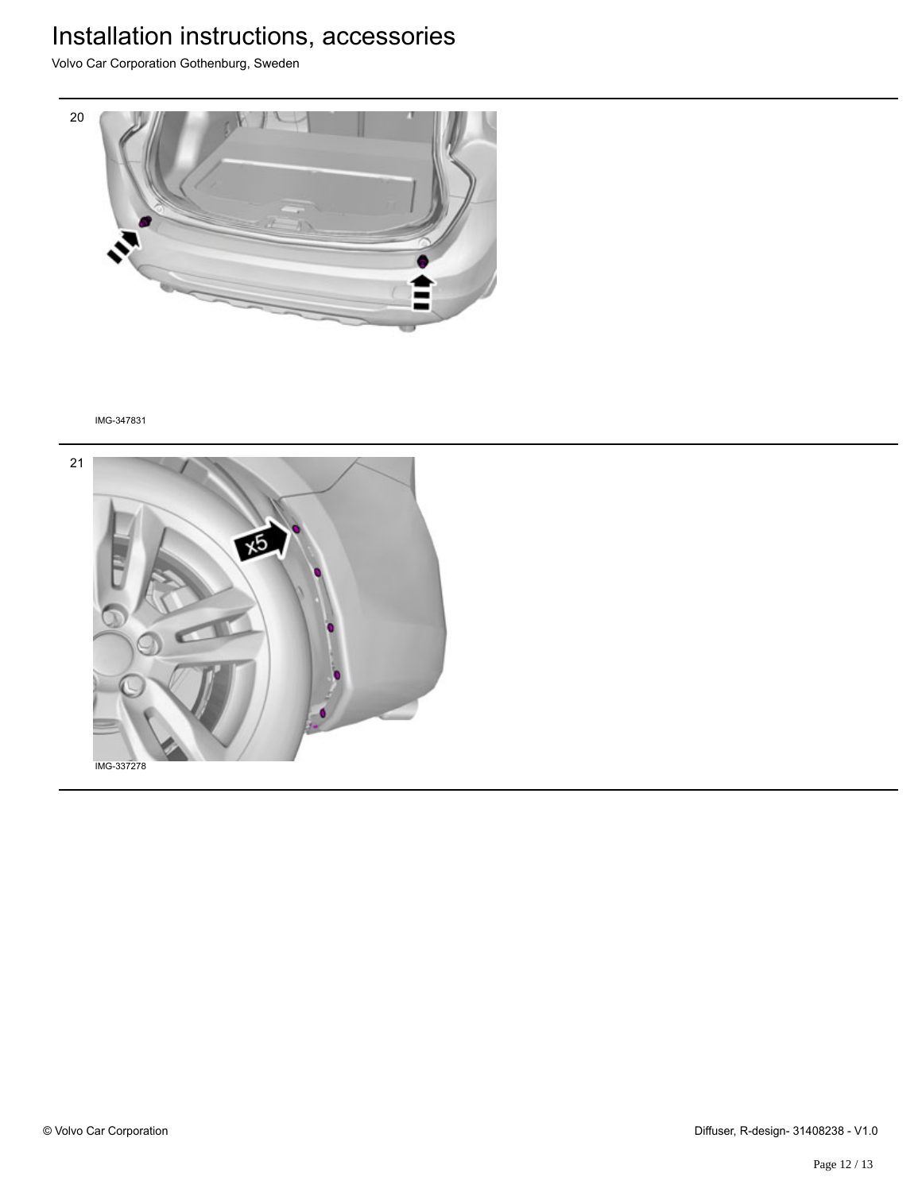20

IMG-347831

21

IMG-337278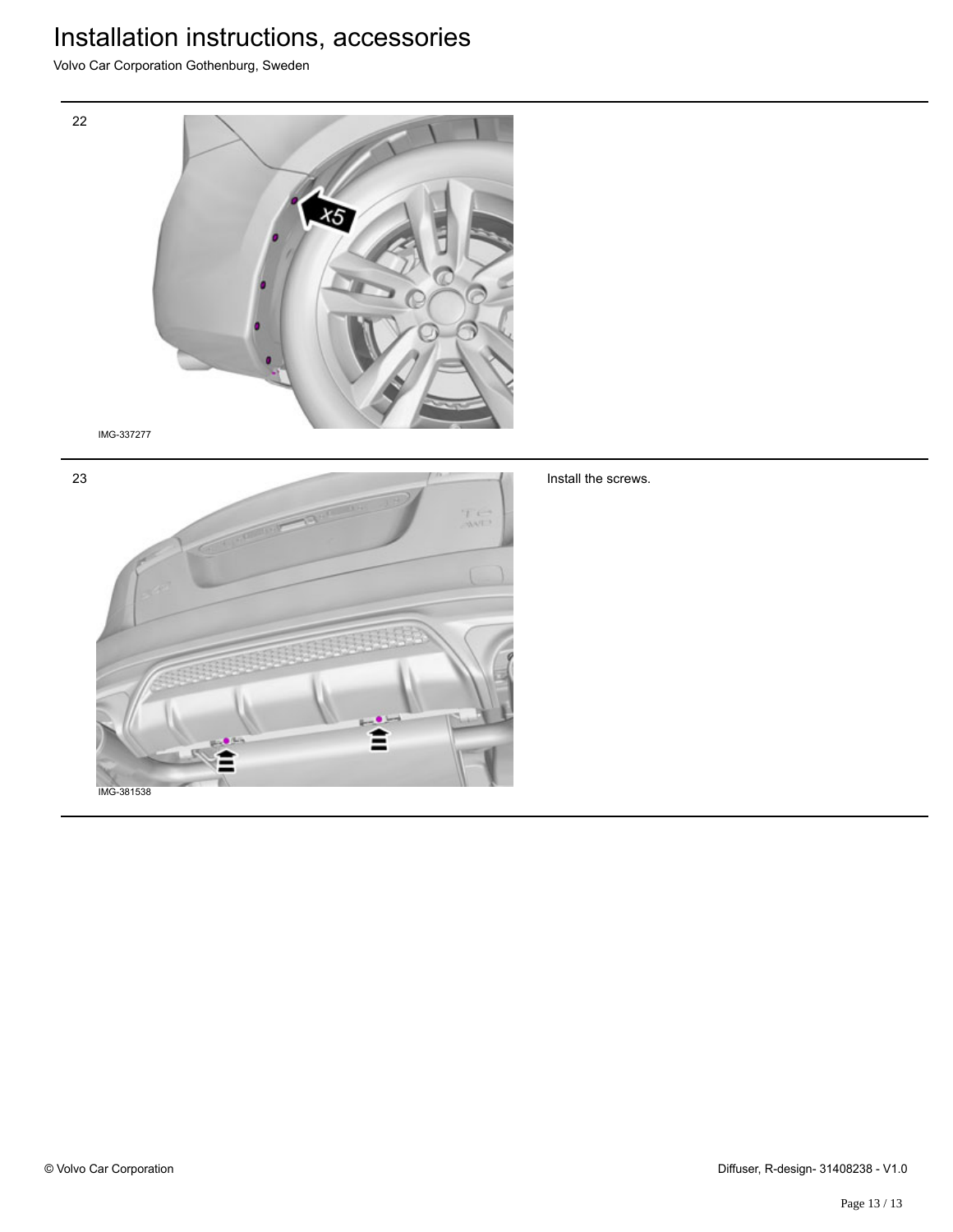22

IMG-337277

23

Install the screws.

IMG-381538